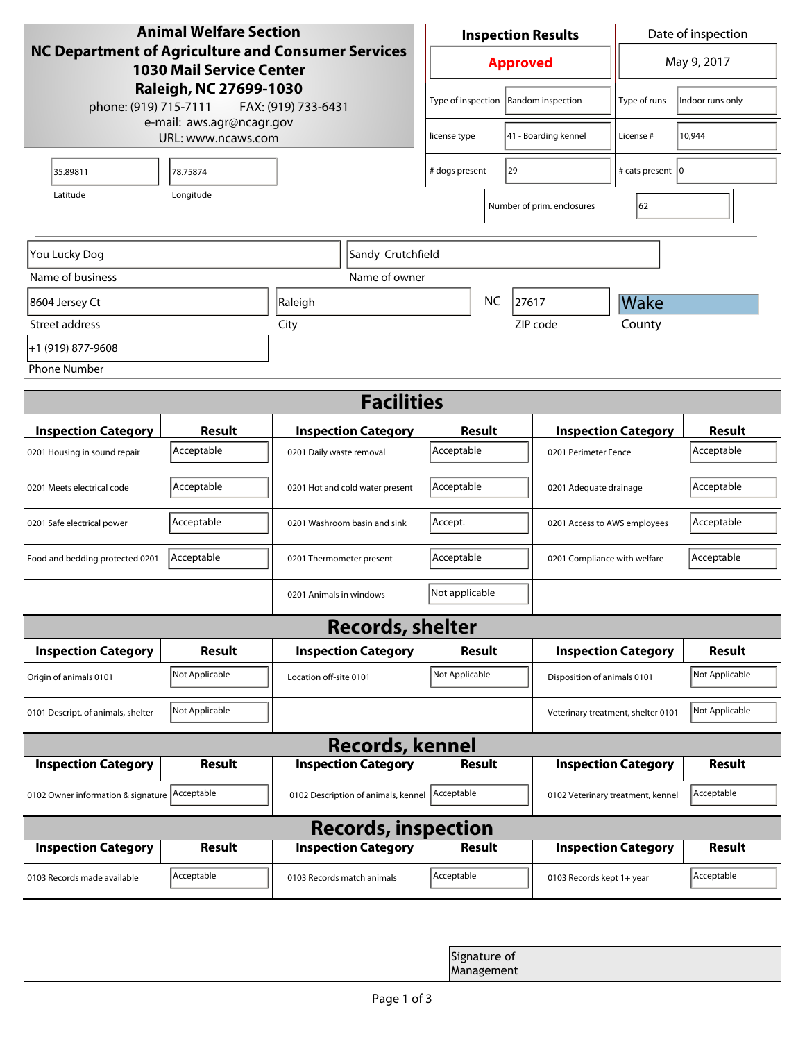**Animal Welfare Section**
**NC Department of Agriculture and Consumer Services**
**1030 Mail Service Center**
**Raleigh, NC 27699-1030**
phone: (919) 715-7111 FAX: (919) 733-6431
e-mail: aws.agr@ncagr.gov
URL: www.ncaws.com

| Inspection Results | Date of inspection |
|---|---|
| **Approved** | May 9, 2017 |

| | | | |
|---|---|---|---|
| Type of inspection | Random inspection | Type of runs | Indoor runs only |
| license type | 41 - Boarding kennel | License # | 10,944 |
| # dogs present | 29 | # cats present | 0 |
| Number of prim. enclosures | 62 | | |

| Latitude | Longitude |
|---|---|
| 35.89811 | 78.75874 |

| | |
|---|---|
| Name of business | You Lucky Dog |
| Name of owner | Sandy Crutchfield |
| Street address | 8604 Jersey Ct |
| City | Raleigh |
| State | NC |
| ZIP code | 27617 |
| County | Wake |
| Phone Number | +1 (919) 877-9608 |

## Facilities

| Inspection Category | Result | Inspection Category | Result | Inspection Category | Result |
|---|---|---|---|---|---|
| 0201 Housing in sound repair | Acceptable | 0201 Daily waste removal | Acceptable | 0201 Perimeter Fence | Acceptable |
| 0201 Meets electrical code | Acceptable | 0201 Hot and cold water present | Acceptable | 0201 Adequate drainage | Acceptable |
| 0201 Safe electrical power | Acceptable | 0201 Washroom basin and sink | Accept. | 0201 Access to AWS employees | Acceptable |
| Food and bedding protected 0201 | Acceptable | 0201 Thermometer present | Acceptable | 0201 Compliance with welfare | Acceptable |
| | | 0201 Animals in windows | Not applicable | | |

## Records, shelter

| Inspection Category | Result | Inspection Category | Result | Inspection Category | Result |
|---|---|---|---|---|---|
| Origin of animals 0101 | Not Applicable | Location off-site 0101 | Not Applicable | Disposition of animals 0101 | Not Applicable |
| 0101 Descript. of animals, shelter | Not Applicable | | | Veterinary treatment, shelter 0101 | Not Applicable |

## Records, kennel

| Inspection Category | Result | Inspection Category | Result | Inspection Category | Result |
|---|---|---|---|---|---|
| 0102 Owner information & signature | Acceptable | 0102 Description of animals, kennel | Acceptable | 0102 Veterinary treatment, kennel | Acceptable |

## Records, inspection

| Inspection Category | Result | Inspection Category | Result | Inspection Category | Result |
|---|---|---|---|---|---|
| 0103 Records made available | Acceptable | 0103 Records match animals | Acceptable | 0103 Records kept 1+ year | Acceptable |

Signature of Management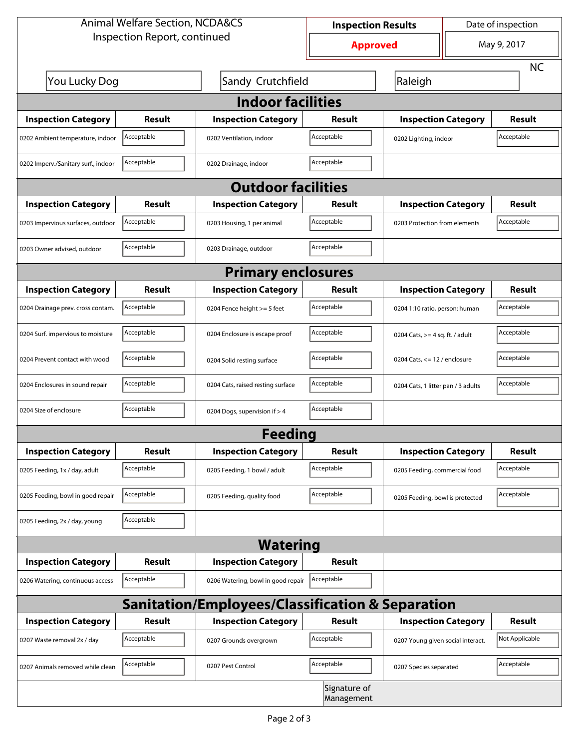| Animal Welfare Section, NCDA&CS<br>Inspection Report, continued | Inspection Results | Date of inspection |
|---|---|---|
| | **Approved** | May 9, 2017 |

| You Lucky Dog | Sandy Crutchfield | Raleigh | NC |
|---|---|---|---|

## Indoor facilities

| Inspection Category | Result | Inspection Category | Result | Inspection Category | Result |
|---|---|---|---|---|---|
| 0202 Ambient temperature, indoor | Acceptable | 0202 Ventilation, indoor | Acceptable | 0202 Lighting, indoor | Acceptable |
| 0202 Imperv./Sanitary surf., indoor | Acceptable | 0202 Drainage, indoor | Acceptable | | |

## Outdoor facilities

| Inspection Category | Result | Inspection Category | Result | Inspection Category | Result |
|---|---|---|---|---|---|
| 0203 Impervious surfaces, outdoor | Acceptable | 0203 Housing, 1 per animal | Acceptable | 0203 Protection from elements | Acceptable |
| 0203 Owner advised, outdoor | Acceptable | 0203 Drainage, outdoor | Acceptable | | |

## Primary enclosures

| Inspection Category | Result | Inspection Category | Result | Inspection Category | Result |
|---|---|---|---|---|---|
| 0204 Drainage prev. cross contam. | Acceptable | 0204 Fence height >= 5 feet | Acceptable | 0204 1:10 ratio, person: human | Acceptable |
| 0204 Surf. impervious to moisture | Acceptable | 0204 Enclosure is escape proof | Acceptable | 0204 Cats, >= 4 sq. ft. / adult | Acceptable |
| 0204 Prevent contact with wood | Acceptable | 0204 Solid resting surface | Acceptable | 0204 Cats, <= 12 / enclosure | Acceptable |
| 0204 Enclosures in sound repair | Acceptable | 0204 Cats, raised resting surface | Acceptable | 0204 Cats, 1 litter pan / 3 adults | Acceptable |
| 0204 Size of enclosure | Acceptable | 0204 Dogs, supervision if > 4 | Acceptable | | |

## Feeding

| Inspection Category | Result | Inspection Category | Result | Inspection Category | Result |
|---|---|---|---|---|---|
| 0205 Feeding, 1x / day, adult | Acceptable | 0205 Feeding, 1 bowl / adult | Acceptable | 0205 Feeding, commercial food | Acceptable |
| 0205 Feeding, bowl in good repair | Acceptable | 0205 Feeding, quality food | Acceptable | 0205 Feeding, bowl is protected | Acceptable |
| 0205 Feeding, 2x / day, young | Acceptable | | | | |

## Watering

| Inspection Category | Result | Inspection Category | Result |
|---|---|---|---|
| 0206 Watering, continuous access | Acceptable | 0206 Watering, bowl in good repair | Acceptable |

## Sanitation/Employees/Classification & Separation

| Inspection Category | Result | Inspection Category | Result | Inspection Category | Result |
|---|---|---|---|---|---|
| 0207 Waste removal 2x / day | Acceptable | 0207 Grounds overgrown | Acceptable | 0207 Young given social interact. | Not Applicable |
| 0207 Animals removed while clean | Acceptable | 0207 Pest Control | Acceptable | 0207 Species separated | Acceptable |

Signature of Management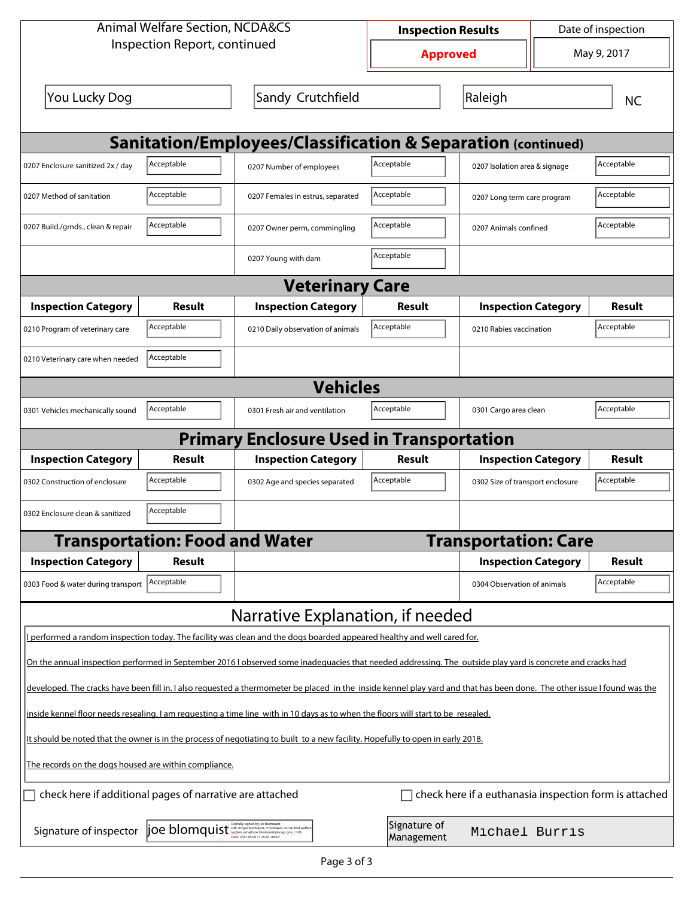Animal Welfare Section, NCDA&CS
Inspection Report, continued

| Inspection Results | Date of inspection |
|---|---|
| **Approved** | May 9, 2017 |

You Lucky Dog | Sandy Crutchfield | Raleigh | NC

## Sanitation/Employees/Classification & Separation (continued)

| | | | | | |
|---|---|---|---|---|---|
| 0207 Enclosure sanitized 2x / day | Acceptable | 0207 Number of employees | Acceptable | 0207 Isolation area & signage | Acceptable |
| 0207 Method of sanitation | Acceptable | 0207 Females in estrus, separated | Acceptable | 0207 Long term care program | Acceptable |
| 0207 Build./grnds., clean & repair | Acceptable | 0207 Owner perm, commingling | Acceptable | 0207 Animals confined | Acceptable |
| | | 0207 Young with dam | Acceptable | | |

## Veterinary Care

| Inspection Category | Result | Inspection Category | Result | Inspection Category | Result |
|---|---|---|---|---|---|
| 0210 Program of veterinary care | Acceptable | 0210 Daily observation of animals | Acceptable | 0210 Rabies vaccination | Acceptable |
| 0210 Veterinary care when needed | Acceptable | | | | |

## Vehicles

| | | | | | |
|---|---|---|---|---|---|
| 0301 Vehicles mechanically sound | Acceptable | 0301 Fresh air and ventilation | Acceptable | 0301 Cargo area clean | Acceptable |

## Primary Enclosure Used in Transportation

| Inspection Category | Result | Inspection Category | Result | Inspection Category | Result |
|---|---|---|---|---|---|
| 0302 Construction of enclosure | Acceptable | 0302 Age and species separated | Acceptable | 0302 Size of transport enclosure | Acceptable |
| 0302 Enclosure clean & sanitized | Acceptable | | | | |

## Transportation: Food and Water / Transportation: Care

| Inspection Category | Result | | Inspection Category | Result |
|---|---|---|---|---|
| 0303 Food & water during transport | Acceptable | | 0304 Observation of animals | Acceptable |

## Narrative Explanation, if needed

I performed a random inspection today. The facility was clean and the dogs boarded appeared healthy and well cared for.

On the annual inspection performed in September 2016 I observed some inadequacies that needed addressing. The outside play yard is concrete and cracks had developed. The cracks have been fill in. I also requested a thermometer be placed in the inside kennel play yard and that has been done. The other issue I found was the inside kennel floor needs resealing. I am requesting a time line with in 10 days as to when the floors will start to be resealed.

It should be noted that the owner is in the process of negotiating to built to a new facility. Hopefully to open in early 2018.

The records on the dogs housed are within compliance.

☐ check here if additional pages of narrative are attached

☐ check here if a euthanasia inspection form is attached

Signature of inspector: joe blomquist (Digitally signed by joe blomquist, Date: 2017.05.09 11:25:43 -04'00')

Signature of Management: Michael Burris